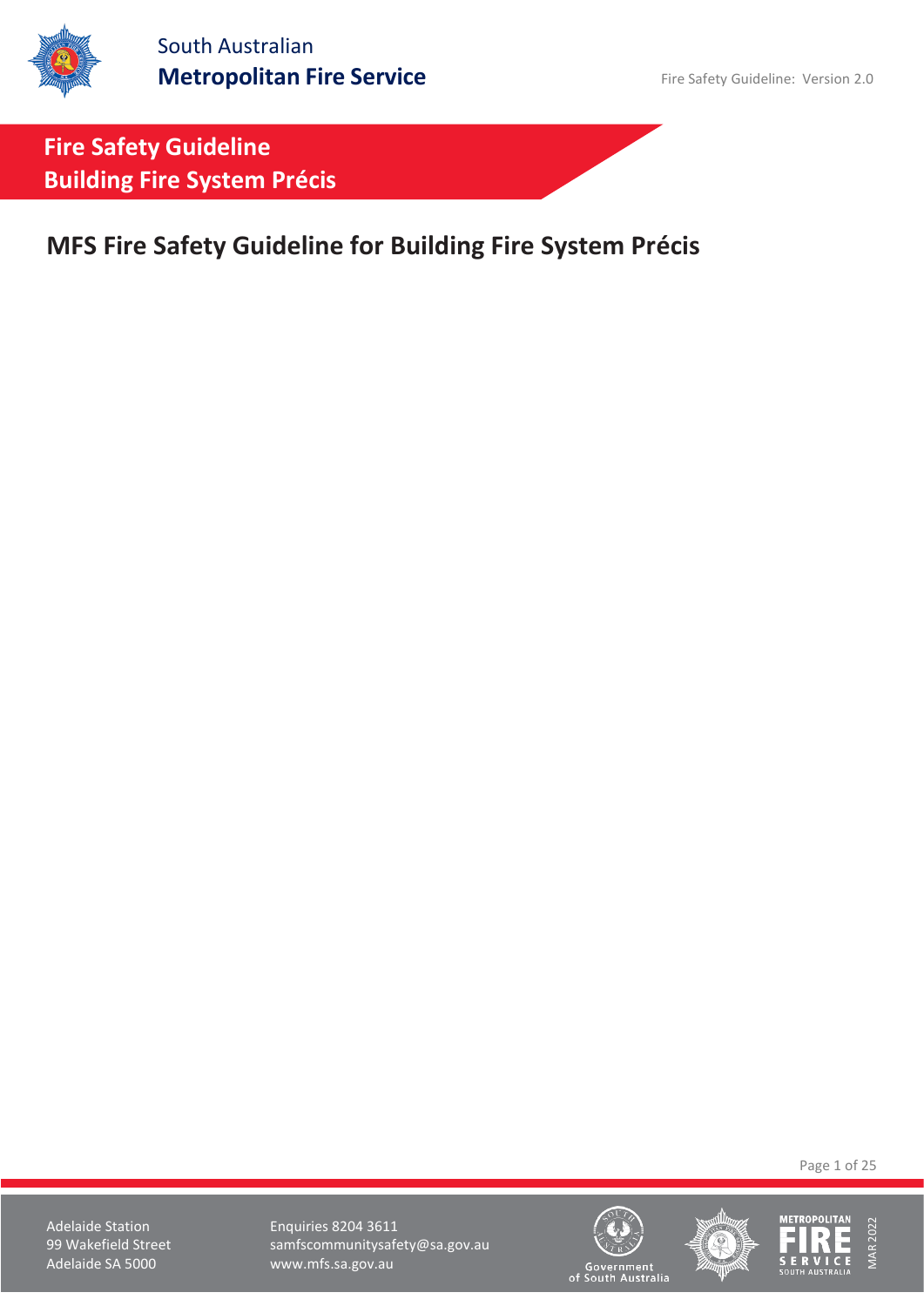South Australian
**Metropolitan Fire Service**

# Fire Safety Guideline
# Building Fire System Précis

## MFS Fire Safety Guideline for Building Fire System Précis

Adelaide Station
99 Wakefield Street
Adelaide SA 5000

Enquiries 8204 3611
samfscommunitysafety@sa.gov.au
www.mfs.sa.gov.au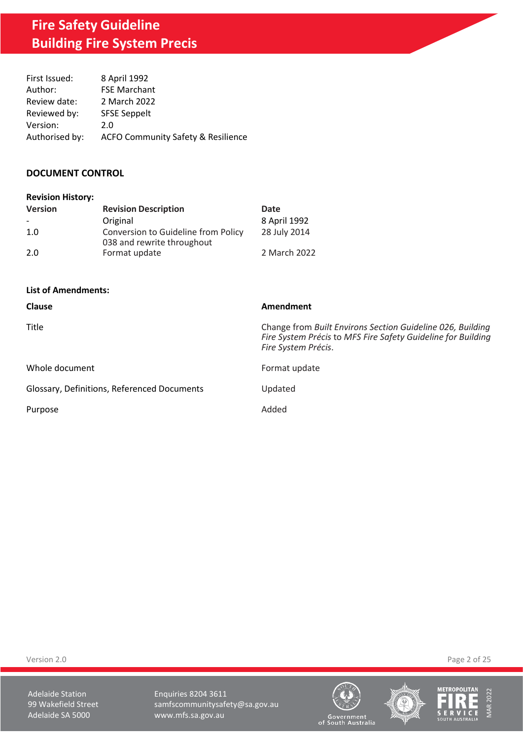# Fire Safety Guideline
# Building Fire System Precis

| | |
|---|---|
| First Issued: | 8 April 1992 |
| Author: | FSE Marchant |
| Review date: | 2 March 2022 |
| Reviewed by: | SFSE Seppelt |
| Version: | 2.0 |
| Authorised by: | ACFO Community Safety & Resilience |

## DOCUMENT CONTROL

**Revision History:**

| Version | Revision Description | Date |
|---|---|---|
| - | Original | 8 April 1992 |
| 1.0 | Conversion to Guideline from Policy 038 and rewrite throughout | 28 July 2014 |
| 2.0 | Format update | 2 March 2022 |

**List of Amendments:**

| Clause | Amendment |
|---|---|
| Title | Change from *Built Environs Section Guideline 026, Building Fire System Précis* to *MFS Fire Safety Guideline for Building Fire System Précis*. |
| Whole document | Format update |
| Glossary, Definitions, Referenced Documents | Updated |
| Purpose | Added |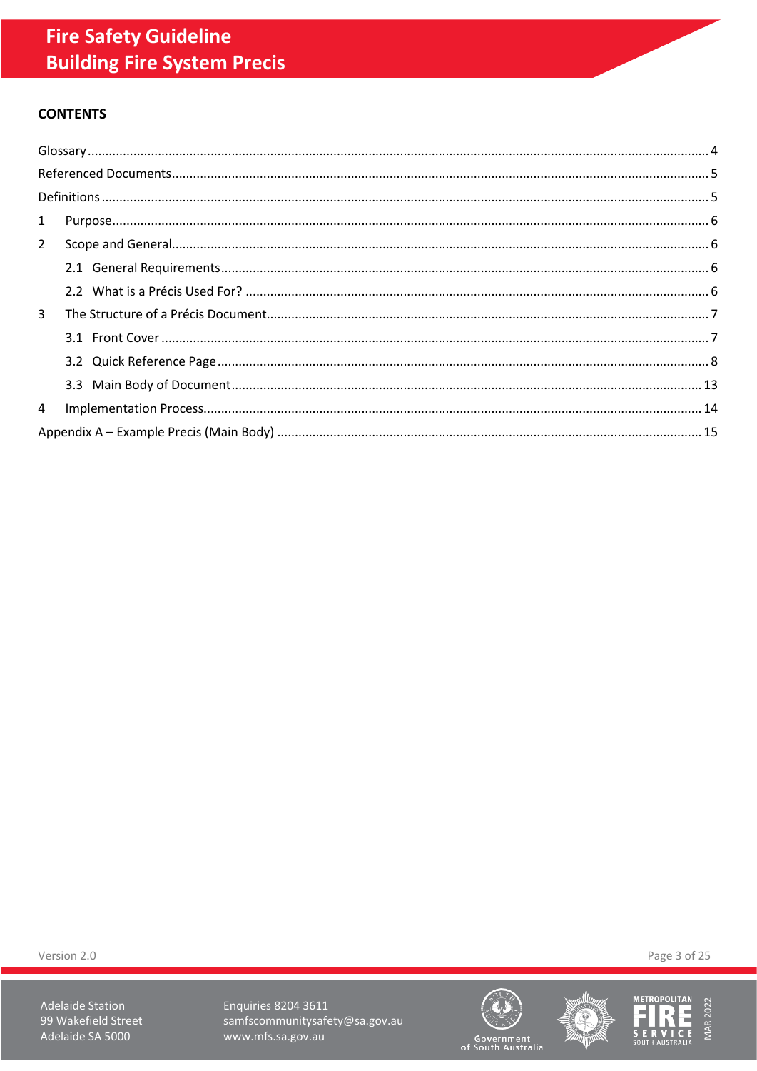## CONTENTS

Glossary ........................................................................................................................................... 4

Referenced Documents ....................................................................................................................... 5

Definitions .......................................................................................................................................... 5

1 Purpose ............................................................................................................................................ 6

2 Scope and General ........................................................................................................................... 6

2.1 General Requirements ................................................................................................................. 6

2.2 What is a Précis Used For? .......................................................................................................... 6

3 The Structure of a Précis Document ................................................................................................ 7

3.1 Front Cover ................................................................................................................................... 7

3.2 Quick Reference Page .................................................................................................................. 8

3.3 Main Body of Document ............................................................................................................. 13

4 Implementation Process ................................................................................................................. 14

Appendix A – Example Precis (Main Body) ....................................................................................... 15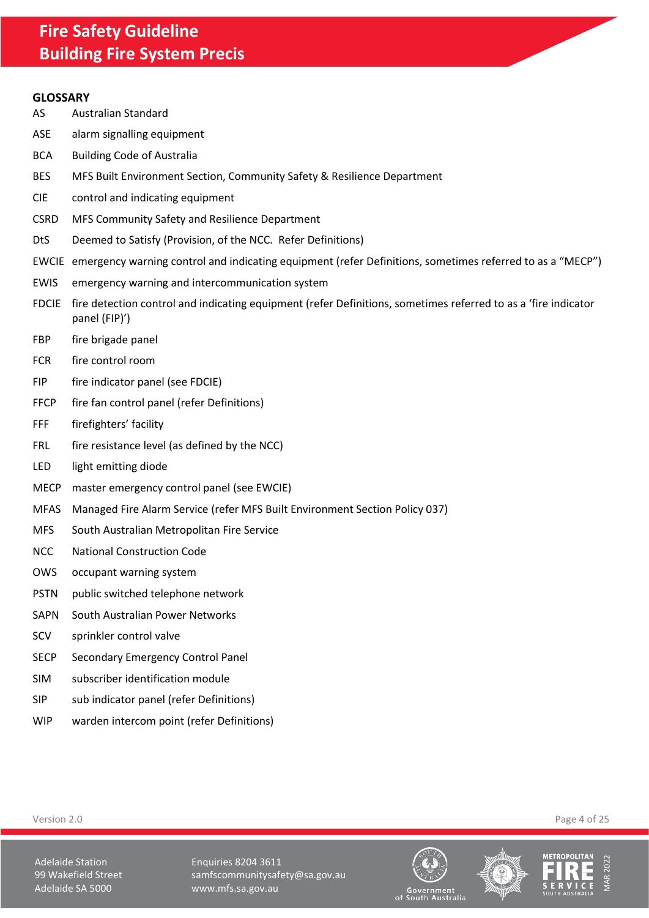## GLOSSARY

| | |
|---|---|
| AS | Australian Standard |
| ASE | alarm signalling equipment |
| BCA | Building Code of Australia |
| BES | MFS Built Environment Section, Community Safety & Resilience Department |
| CIE | control and indicating equipment |
| CSRD | MFS Community Safety and Resilience Department |
| DtS | Deemed to Satisfy (Provision, of the NCC. Refer Definitions) |
| EWCIE | emergency warning control and indicating equipment (refer Definitions, sometimes referred to as a "MECP") |
| EWIS | emergency warning and intercommunication system |
| FDCIE | fire detection control and indicating equipment (refer Definitions, sometimes referred to as a 'fire indicator panel (FIP)') |
| FBP | fire brigade panel |
| FCR | fire control room |
| FIP | fire indicator panel (see FDCIE) |
| FFCP | fire fan control panel (refer Definitions) |
| FFF | firefighters' facility |
| FRL | fire resistance level (as defined by the NCC) |
| LED | light emitting diode |
| MECP | master emergency control panel (see EWCIE) |
| MFAS | Managed Fire Alarm Service (refer MFS Built Environment Section Policy 037) |
| MFS | South Australian Metropolitan Fire Service |
| NCC | National Construction Code |
| OWS | occupant warning system |
| PSTN | public switched telephone network |
| SAPN | South Australian Power Networks |
| SCV | sprinkler control valve |
| SECP | Secondary Emergency Control Panel |
| SIM | subscriber identification module |
| SIP | sub indicator panel (refer Definitions) |
| WIP | warden intercom point (refer Definitions) |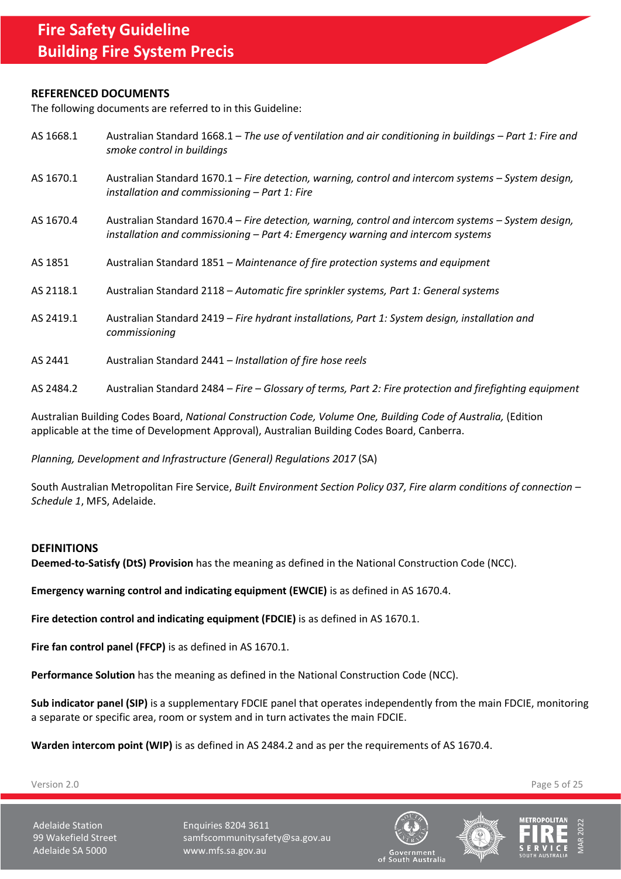## REFERENCED DOCUMENTS

The following documents are referred to in this Guideline:

| | |
|---|---|
| AS 1668.1 | Australian Standard 1668.1 – *The use of ventilation and air conditioning in buildings – Part 1: Fire and smoke control in buildings* |
| AS 1670.1 | Australian Standard 1670.1 – *Fire detection, warning, control and intercom systems – System design, installation and commissioning – Part 1: Fire* |
| AS 1670.4 | Australian Standard 1670.4 – *Fire detection, warning, control and intercom systems – System design, installation and commissioning – Part 4: Emergency warning and intercom systems* |
| AS 1851 | Australian Standard 1851 – *Maintenance of fire protection systems and equipment* |
| AS 2118.1 | Australian Standard 2118 – *Automatic fire sprinkler systems, Part 1: General systems* |
| AS 2419.1 | Australian Standard 2419 – *Fire hydrant installations, Part 1: System design, installation and commissioning* |
| AS 2441 | Australian Standard 2441 – *Installation of fire hose reels* |
| AS 2484.2 | Australian Standard 2484 – *Fire – Glossary of terms, Part 2: Fire protection and firefighting equipment* |

Australian Building Codes Board, *National Construction Code, Volume One, Building Code of Australia,* (Edition applicable at the time of Development Approval), Australian Building Codes Board, Canberra.

*Planning, Development and Infrastructure (General) Regulations 2017* (SA)

South Australian Metropolitan Fire Service, *Built Environment Section Policy 037, Fire alarm conditions of connection – Schedule 1*, MFS, Adelaide.

## DEFINITIONS

**Deemed-to-Satisfy (DtS) Provision** has the meaning as defined in the National Construction Code (NCC).

**Emergency warning control and indicating equipment (EWCIE)** is as defined in AS 1670.4.

**Fire detection control and indicating equipment (FDCIE)** is as defined in AS 1670.1.

**Fire fan control panel (FFCP)** is as defined in AS 1670.1.

**Performance Solution** has the meaning as defined in the National Construction Code (NCC).

**Sub indicator panel (SIP)** is a supplementary FDCIE panel that operates independently from the main FDCIE, monitoring a separate or specific area, room or system and in turn activates the main FDCIE.

**Warden intercom point (WIP)** is as defined in AS 2484.2 and as per the requirements of AS 1670.4.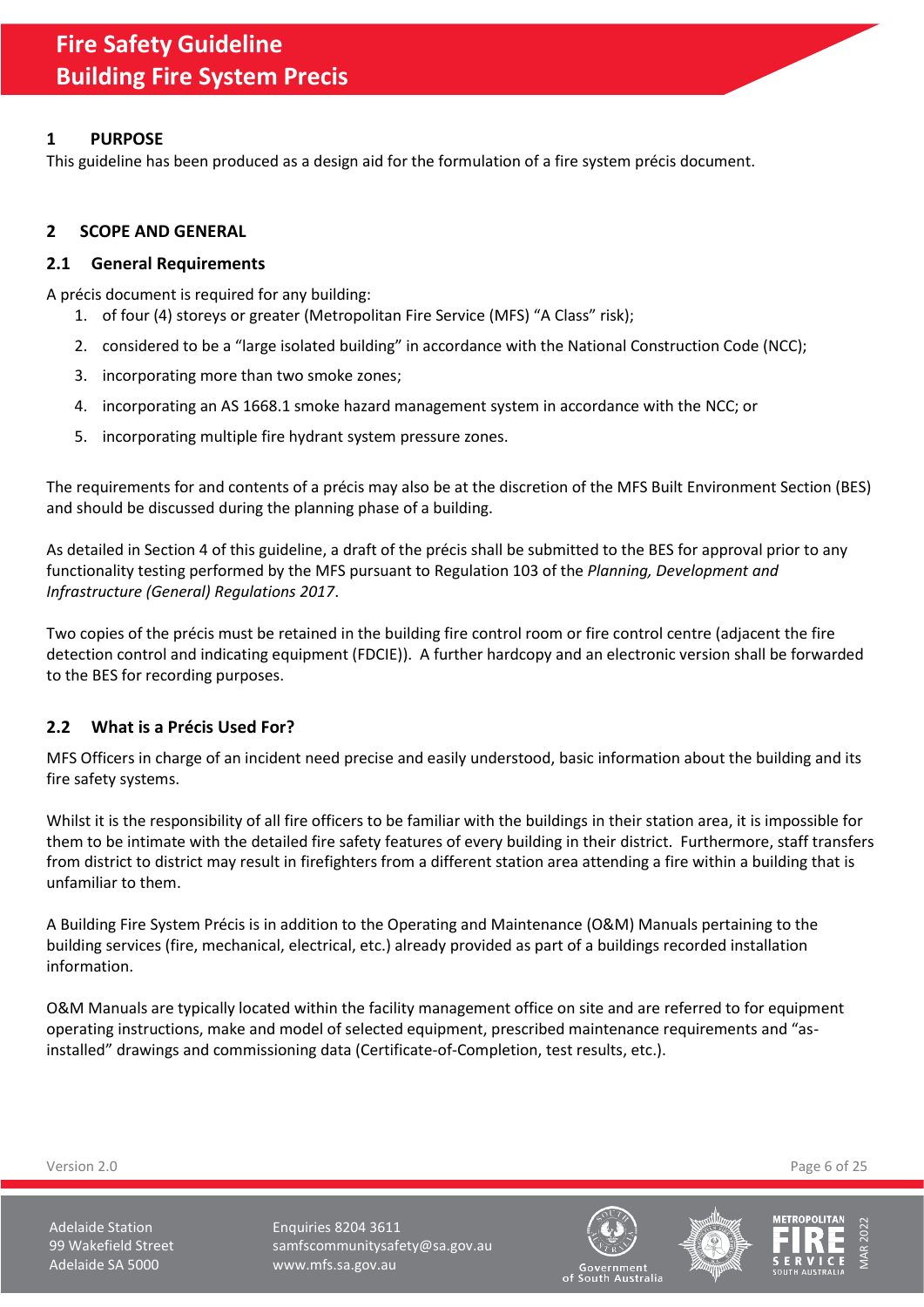## 1 PURPOSE

This guideline has been produced as a design aid for the formulation of a fire system précis document.

## 2 SCOPE AND GENERAL

### 2.1 General Requirements

A précis document is required for any building:

1. of four (4) storeys or greater (Metropolitan Fire Service (MFS) "A Class" risk);
2. considered to be a "large isolated building" in accordance with the National Construction Code (NCC);
3. incorporating more than two smoke zones;
4. incorporating an AS 1668.1 smoke hazard management system in accordance with the NCC; or
5. incorporating multiple fire hydrant system pressure zones.

The requirements for and contents of a précis may also be at the discretion of the MFS Built Environment Section (BES) and should be discussed during the planning phase of a building.

As detailed in Section 4 of this guideline, a draft of the précis shall be submitted to the BES for approval prior to any functionality testing performed by the MFS pursuant to Regulation 103 of the *Planning, Development and Infrastructure (General) Regulations 2017*.

Two copies of the précis must be retained in the building fire control room or fire control centre (adjacent the fire detection control and indicating equipment (FDCIE)). A further hardcopy and an electronic version shall be forwarded to the BES for recording purposes.

### 2.2 What is a Précis Used For?

MFS Officers in charge of an incident need precise and easily understood, basic information about the building and its fire safety systems.

Whilst it is the responsibility of all fire officers to be familiar with the buildings in their station area, it is impossible for them to be intimate with the detailed fire safety features of every building in their district. Furthermore, staff transfers from district to district may result in firefighters from a different station area attending a fire within a building that is unfamiliar to them.

A Building Fire System Précis is in addition to the Operating and Maintenance (O&M) Manuals pertaining to the building services (fire, mechanical, electrical, etc.) already provided as part of a buildings recorded installation information.

O&M Manuals are typically located within the facility management office on site and are referred to for equipment operating instructions, make and model of selected equipment, prescribed maintenance requirements and "as-installed" drawings and commissioning data (Certificate-of-Completion, test results, etc.).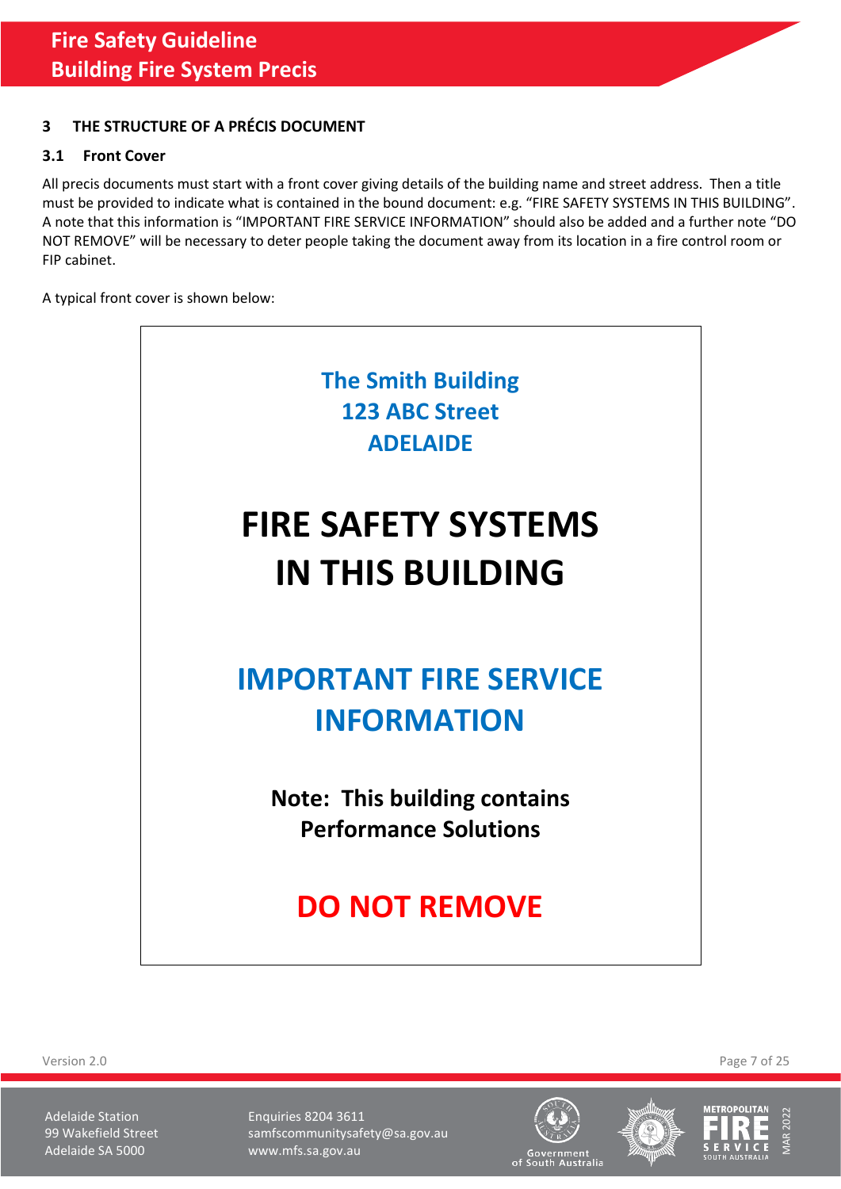## 3 THE STRUCTURE OF A PRÉCIS DOCUMENT

### 3.1 Front Cover

All precis documents must start with a front cover giving details of the building name and street address. Then a title must be provided to indicate what is contained in the bound document: e.g. "FIRE SAFETY SYSTEMS IN THIS BUILDING". A note that this information is "IMPORTANT FIRE SERVICE INFORMATION" should also be added and a further note "DO NOT REMOVE" will be necessary to deter people taking the document away from its location in a fire control room or FIP cabinet.

A typical front cover is shown below:

**The Smith Building**
**123 ABC Street**
**ADELAIDE**

**FIRE SAFETY SYSTEMS IN THIS BUILDING**

**IMPORTANT FIRE SERVICE INFORMATION**

**Note: This building contains Performance Solutions**

**DO NOT REMOVE**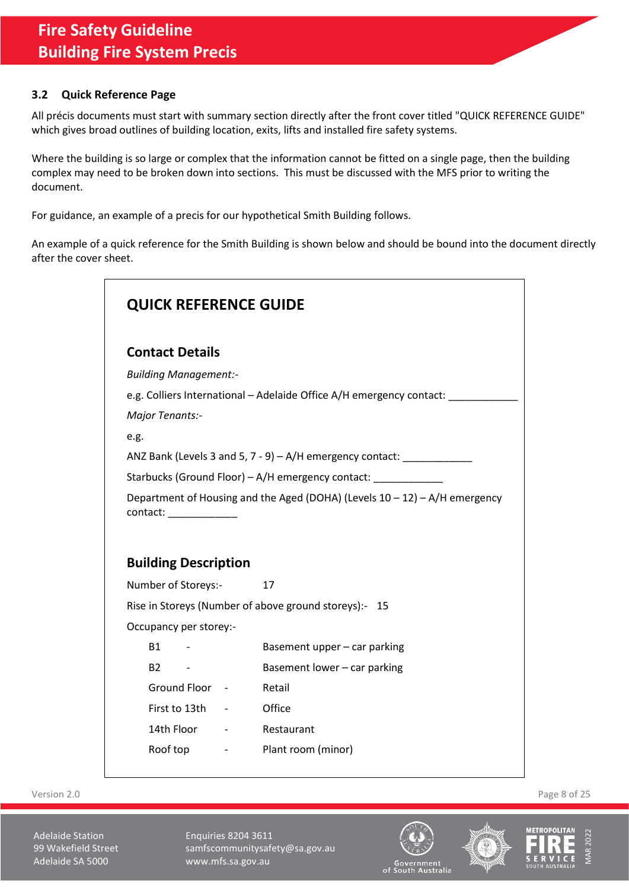### 3.2 Quick Reference Page

All précis documents must start with summary section directly after the front cover titled "QUICK REFERENCE GUIDE" which gives broad outlines of building location, exits, lifts and installed fire safety systems.

Where the building is so large or complex that the information cannot be fitted on a single page, then the building complex may need to be broken down into sections. This must be discussed with the MFS prior to writing the document.

For guidance, an example of a precis for our hypothetical Smith Building follows.

An example of a quick reference for the Smith Building is shown below and should be bound into the document directly after the cover sheet.

## QUICK REFERENCE GUIDE

### Contact Details

*Building Management:-*

e.g. Colliers International – Adelaide Office A/H emergency contact: ____________

*Major Tenants:-*

e.g.

ANZ Bank (Levels 3 and 5, 7 - 9) – A/H emergency contact: ____________

Starbucks (Ground Floor) – A/H emergency contact: ____________

Department of Housing and the Aged (DOHA) (Levels 10 – 12) – A/H emergency contact: ____________

### Building Description

Number of Storeys:- 17

Rise in Storeys (Number of above ground storeys):- 15

Occupancy per storey:-

| | | |
|---|---|---|
| B1 | - | Basement upper – car parking |
| B2 | - | Basement lower – car parking |
| Ground Floor | - | Retail |
| First to 13th | - | Office |
| 14th Floor | - | Restaurant |
| Roof top | - | Plant room (minor) |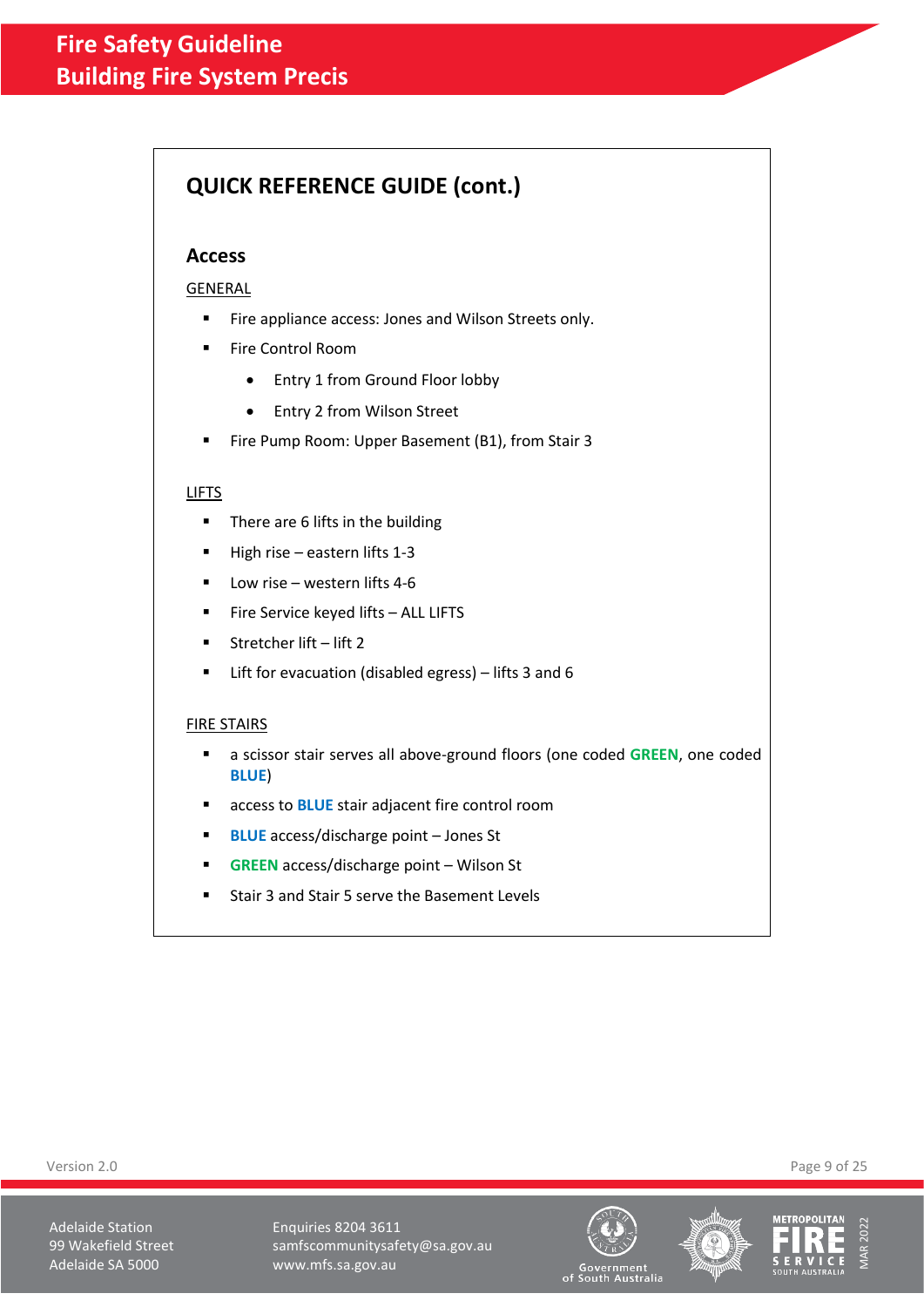## QUICK REFERENCE GUIDE (cont.)

### Access

GENERAL

- Fire appliance access: Jones and Wilson Streets only.
- Fire Control Room
  - Entry 1 from Ground Floor lobby
  - Entry 2 from Wilson Street
- Fire Pump Room: Upper Basement (B1), from Stair 3

LIFTS

- There are 6 lifts in the building
- High rise – eastern lifts 1-3
- Low rise – western lifts 4-6
- Fire Service keyed lifts – ALL LIFTS
- Stretcher lift – lift 2
- Lift for evacuation (disabled egress) – lifts 3 and 6

FIRE STAIRS

- a scissor stair serves all above-ground floors (one coded **GREEN**, one coded **BLUE**)
- access to **BLUE** stair adjacent fire control room
- **BLUE** access/discharge point – Jones St
- **GREEN** access/discharge point – Wilson St
- Stair 3 and Stair 5 serve the Basement Levels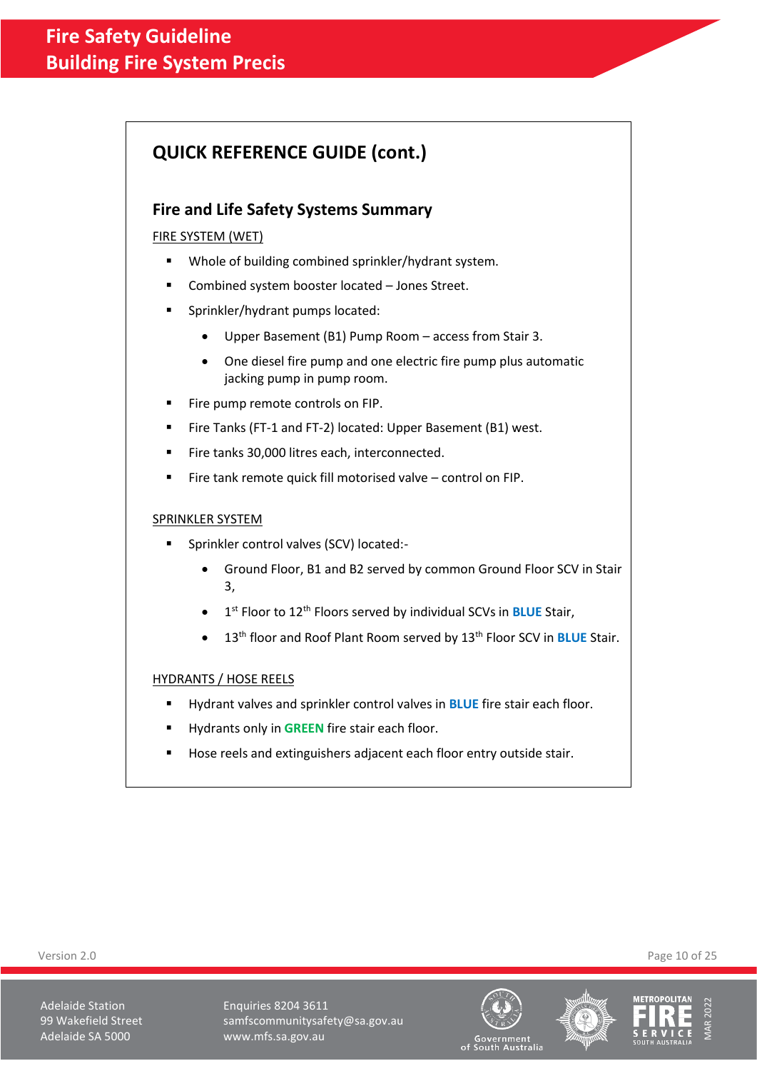## QUICK REFERENCE GUIDE (cont.)

### Fire and Life Safety Systems Summary

FIRE SYSTEM (WET)

- Whole of building combined sprinkler/hydrant system.
- Combined system booster located – Jones Street.
- Sprinkler/hydrant pumps located:
  - Upper Basement (B1) Pump Room – access from Stair 3.
  - One diesel fire pump and one electric fire pump plus automatic jacking pump in pump room.
- Fire pump remote controls on FIP.
- Fire Tanks (FT-1 and FT-2) located: Upper Basement (B1) west.
- Fire tanks 30,000 litres each, interconnected.
- Fire tank remote quick fill motorised valve – control on FIP.

SPRINKLER SYSTEM

- Sprinkler control valves (SCV) located:-
  - Ground Floor, B1 and B2 served by common Ground Floor SCV in Stair 3,
  - 1st Floor to 12th Floors served by individual SCVs in **BLUE** Stair,
  - 13th floor and Roof Plant Room served by 13th Floor SCV in **BLUE** Stair.

HYDRANTS / HOSE REELS

- Hydrant valves and sprinkler control valves in **BLUE** fire stair each floor.
- Hydrants only in **GREEN** fire stair each floor.
- Hose reels and extinguishers adjacent each floor entry outside stair.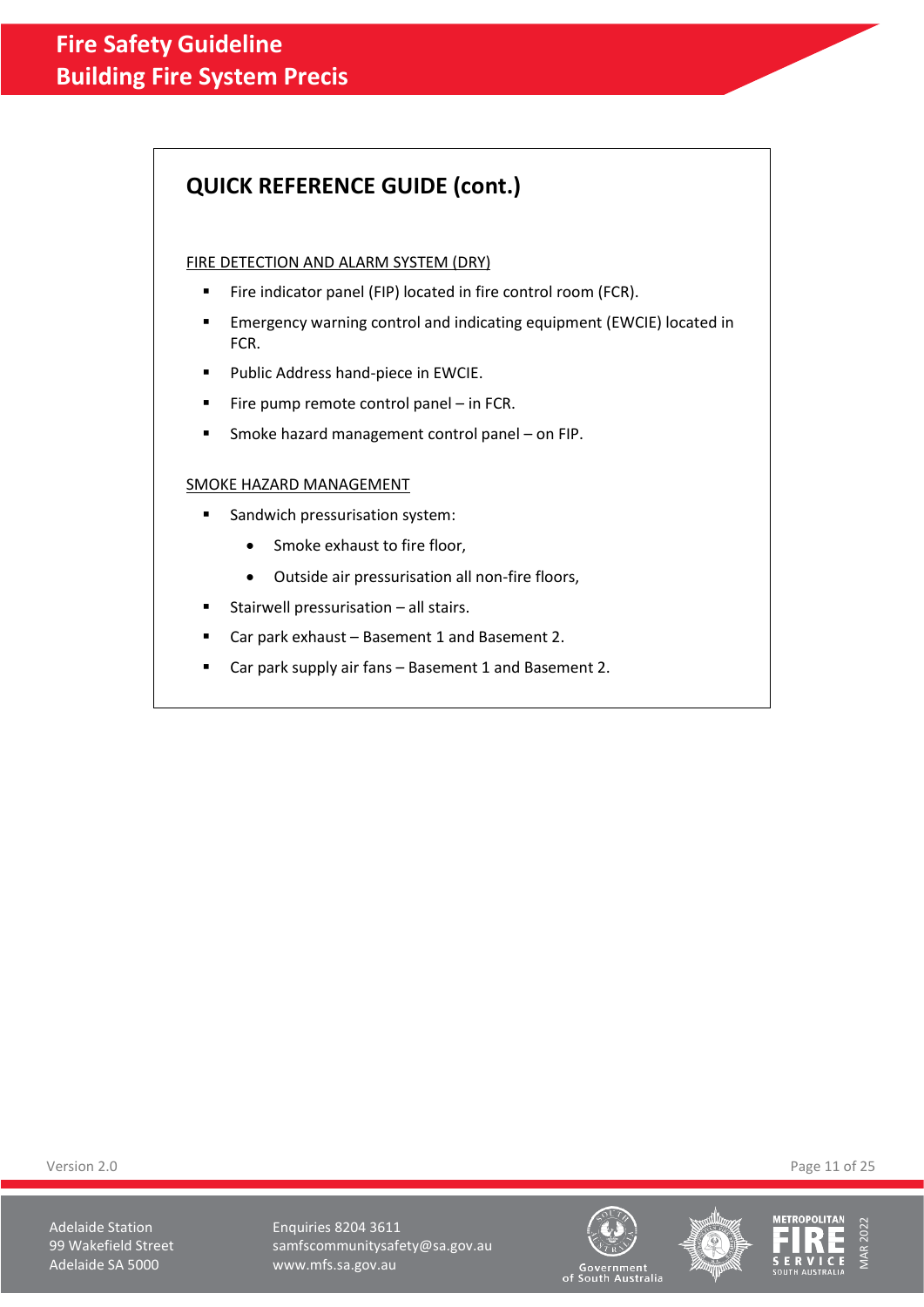## QUICK REFERENCE GUIDE (cont.)

FIRE DETECTION AND ALARM SYSTEM (DRY)

- Fire indicator panel (FIP) located in fire control room (FCR).
- Emergency warning control and indicating equipment (EWCIE) located in FCR.
- Public Address hand-piece in EWCIE.
- Fire pump remote control panel – in FCR.
- Smoke hazard management control panel – on FIP.

SMOKE HAZARD MANAGEMENT

- Sandwich pressurisation system:
  - Smoke exhaust to fire floor,
  - Outside air pressurisation all non-fire floors,
- Stairwell pressurisation – all stairs.
- Car park exhaust – Basement 1 and Basement 2.
- Car park supply air fans – Basement 1 and Basement 2.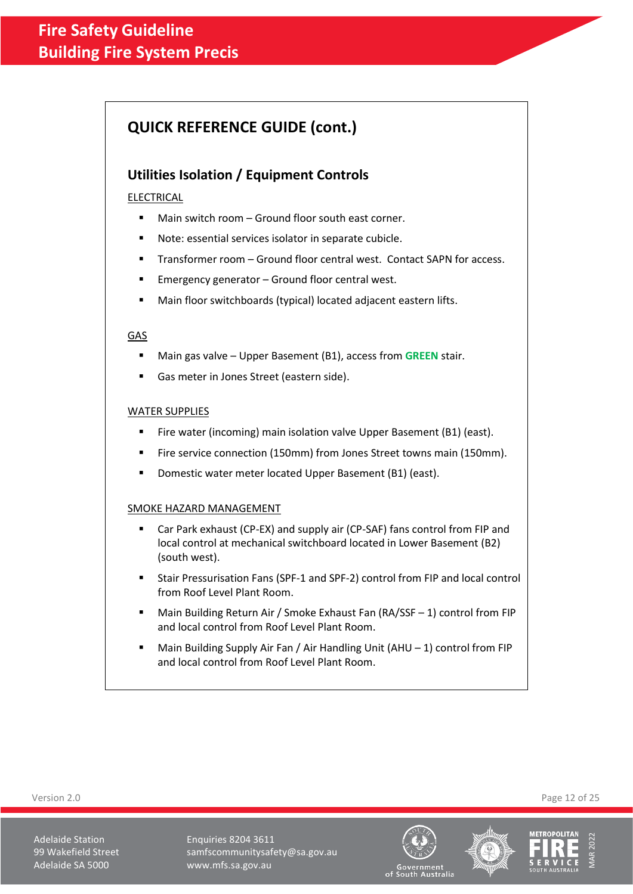## QUICK REFERENCE GUIDE (cont.)

### Utilities Isolation / Equipment Controls

ELECTRICAL

- Main switch room – Ground floor south east corner.
- Note: essential services isolator in separate cubicle.
- Transformer room – Ground floor central west. Contact SAPN for access.
- Emergency generator – Ground floor central west.
- Main floor switchboards (typical) located adjacent eastern lifts.

GAS

- Main gas valve – Upper Basement (B1), access from **GREEN** stair.
- Gas meter in Jones Street (eastern side).

WATER SUPPLIES

- Fire water (incoming) main isolation valve Upper Basement (B1) (east).
- Fire service connection (150mm) from Jones Street towns main (150mm).
- Domestic water meter located Upper Basement (B1) (east).

SMOKE HAZARD MANAGEMENT

- Car Park exhaust (CP-EX) and supply air (CP-SAF) fans control from FIP and local control at mechanical switchboard located in Lower Basement (B2) (south west).
- Stair Pressurisation Fans (SPF-1 and SPF-2) control from FIP and local control from Roof Level Plant Room.
- Main Building Return Air / Smoke Exhaust Fan (RA/SSF – 1) control from FIP and local control from Roof Level Plant Room.
- Main Building Supply Air Fan / Air Handling Unit (AHU – 1) control from FIP and local control from Roof Level Plant Room.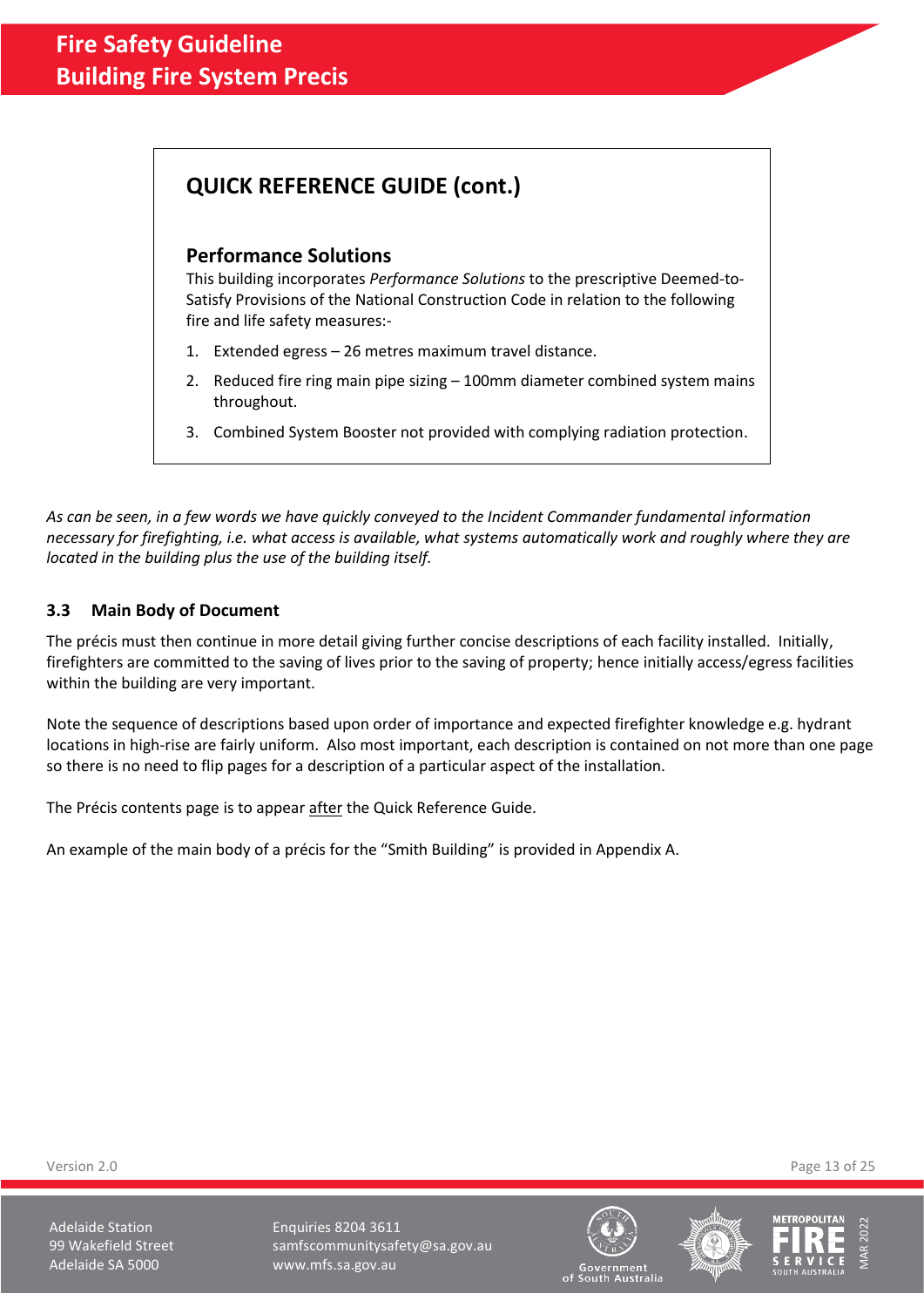## QUICK REFERENCE GUIDE (cont.)

### Performance Solutions

This building incorporates *Performance Solutions* to the prescriptive Deemed-to-Satisfy Provisions of the National Construction Code in relation to the following fire and life safety measures:-

1. Extended egress – 26 metres maximum travel distance.
2. Reduced fire ring main pipe sizing – 100mm diameter combined system mains throughout.
3. Combined System Booster not provided with complying radiation protection.

*As can be seen, in a few words we have quickly conveyed to the Incident Commander fundamental information necessary for firefighting, i.e. what access is available, what systems automatically work and roughly where they are located in the building plus the use of the building itself.*

### 3.3 Main Body of Document

The précis must then continue in more detail giving further concise descriptions of each facility installed. Initially, firefighters are committed to the saving of lives prior to the saving of property; hence initially access/egress facilities within the building are very important.

Note the sequence of descriptions based upon order of importance and expected firefighter knowledge e.g. hydrant locations in high-rise are fairly uniform. Also most important, each description is contained on not more than one page so there is no need to flip pages for a description of a particular aspect of the installation.

The Précis contents page is to appear <u>after</u> the Quick Reference Guide.

An example of the main body of a précis for the "Smith Building" is provided in Appendix A.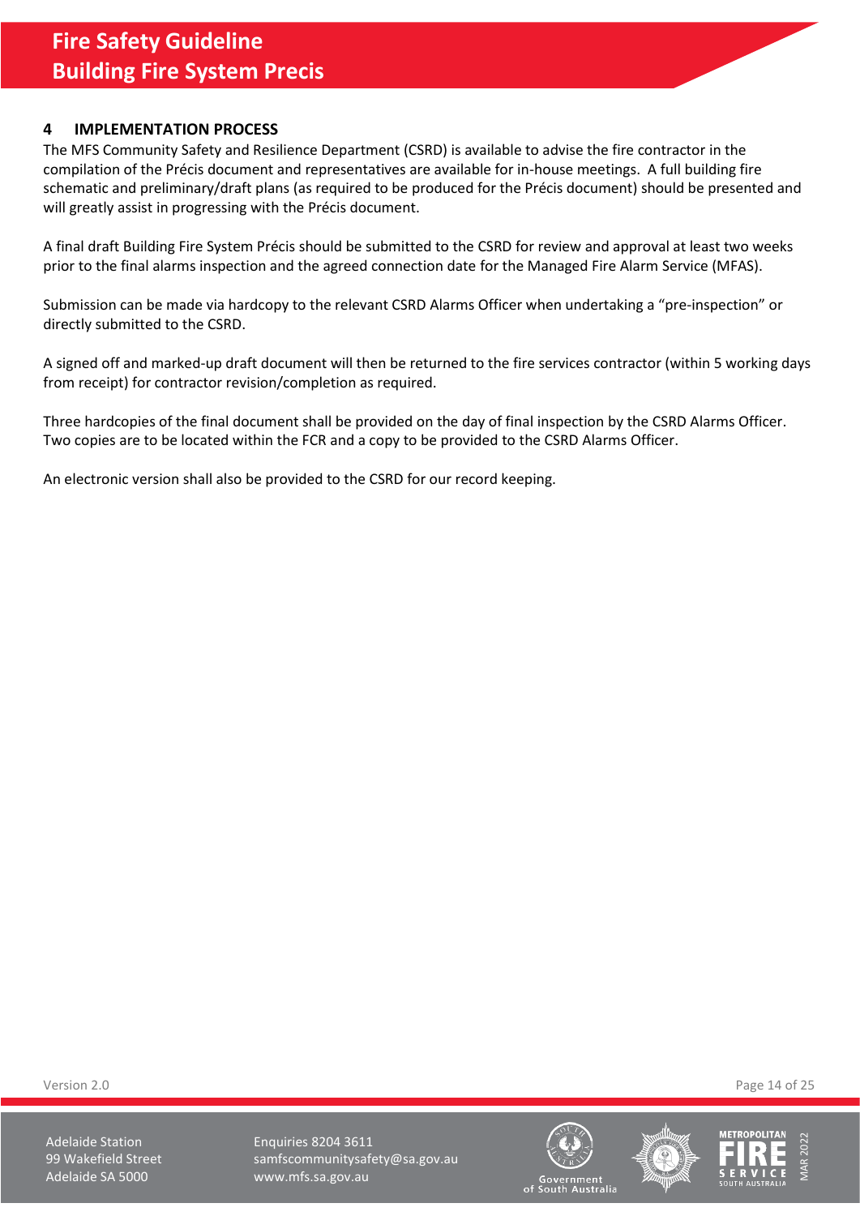## 4 IMPLEMENTATION PROCESS

The MFS Community Safety and Resilience Department (CSRD) is available to advise the fire contractor in the compilation of the Précis document and representatives are available for in-house meetings. A full building fire schematic and preliminary/draft plans (as required to be produced for the Précis document) should be presented and will greatly assist in progressing with the Précis document.

A final draft Building Fire System Précis should be submitted to the CSRD for review and approval at least two weeks prior to the final alarms inspection and the agreed connection date for the Managed Fire Alarm Service (MFAS).

Submission can be made via hardcopy to the relevant CSRD Alarms Officer when undertaking a "pre-inspection" or directly submitted to the CSRD.

A signed off and marked-up draft document will then be returned to the fire services contractor (within 5 working days from receipt) for contractor revision/completion as required.

Three hardcopies of the final document shall be provided on the day of final inspection by the CSRD Alarms Officer. Two copies are to be located within the FCR and a copy to be provided to the CSRD Alarms Officer.

An electronic version shall also be provided to the CSRD for our record keeping.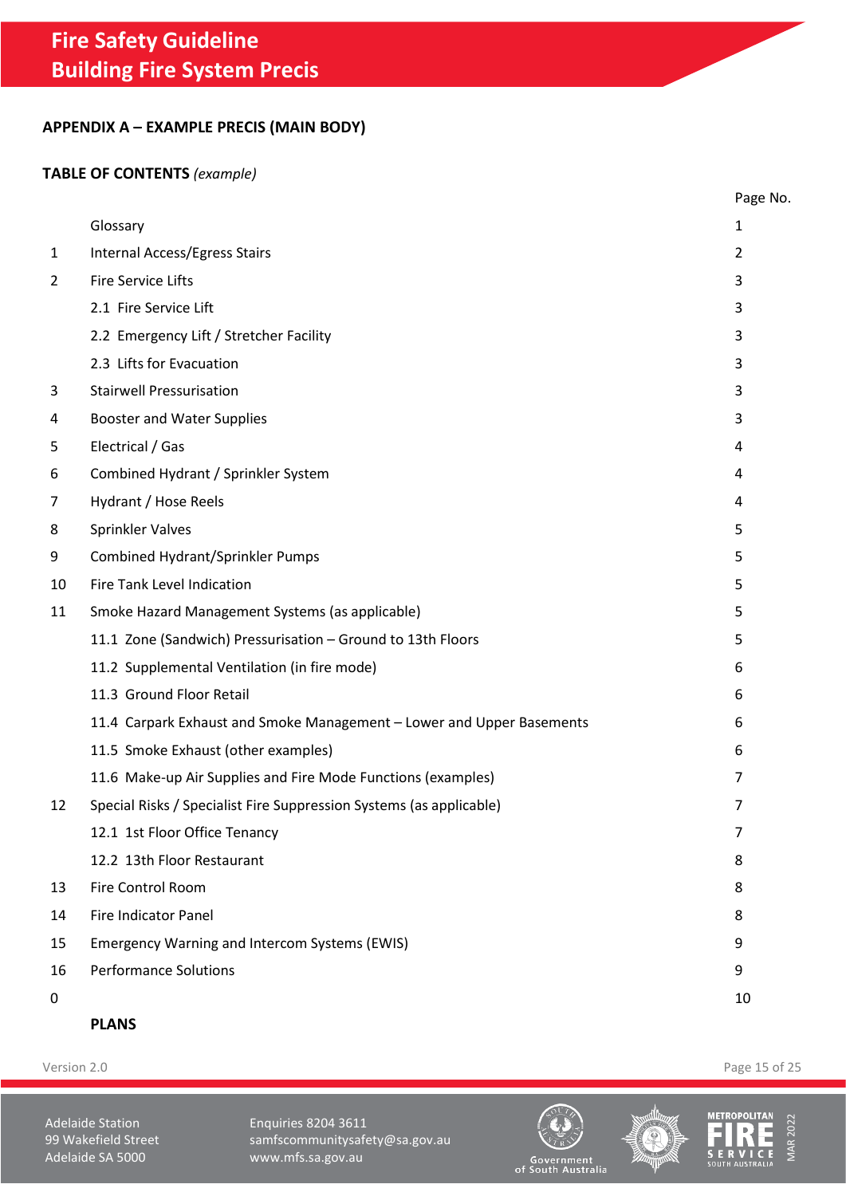## APPENDIX A – EXAMPLE PRECIS (MAIN BODY)

**TABLE OF CONTENTS** *(example)*

| | | Page No. |
|---|---|---|
| | Glossary | 1 |
| 1 | Internal Access/Egress Stairs | 2 |
| 2 | Fire Service Lifts | 3 |
| | 2.1 Fire Service Lift | 3 |
| | 2.2 Emergency Lift / Stretcher Facility | 3 |
| | 2.3 Lifts for Evacuation | 3 |
| 3 | Stairwell Pressurisation | 3 |
| 4 | Booster and Water Supplies | 3 |
| 5 | Electrical / Gas | 4 |
| 6 | Combined Hydrant / Sprinkler System | 4 |
| 7 | Hydrant / Hose Reels | 4 |
| 8 | Sprinkler Valves | 5 |
| 9 | Combined Hydrant/Sprinkler Pumps | 5 |
| 10 | Fire Tank Level Indication | 5 |
| 11 | Smoke Hazard Management Systems (as applicable) | 5 |
| | 11.1 Zone (Sandwich) Pressurisation – Ground to 13th Floors | 5 |
| | 11.2 Supplemental Ventilation (in fire mode) | 6 |
| | 11.3 Ground Floor Retail | 6 |
| | 11.4 Carpark Exhaust and Smoke Management – Lower and Upper Basements | 6 |
| | 11.5 Smoke Exhaust (other examples) | 6 |
| | 11.6 Make-up Air Supplies and Fire Mode Functions (examples) | 7 |
| 12 | Special Risks / Specialist Fire Suppression Systems (as applicable) | 7 |
| | 12.1 1st Floor Office Tenancy | 7 |
| | 12.2 13th Floor Restaurant | 8 |
| 13 | Fire Control Room | 8 |
| 14 | Fire Indicator Panel | 8 |
| 15 | Emergency Warning and Intercom Systems (EWIS) | 9 |
| 16 | Performance Solutions | 9 |
| 0 | | 10 |
| | **PLANS** | |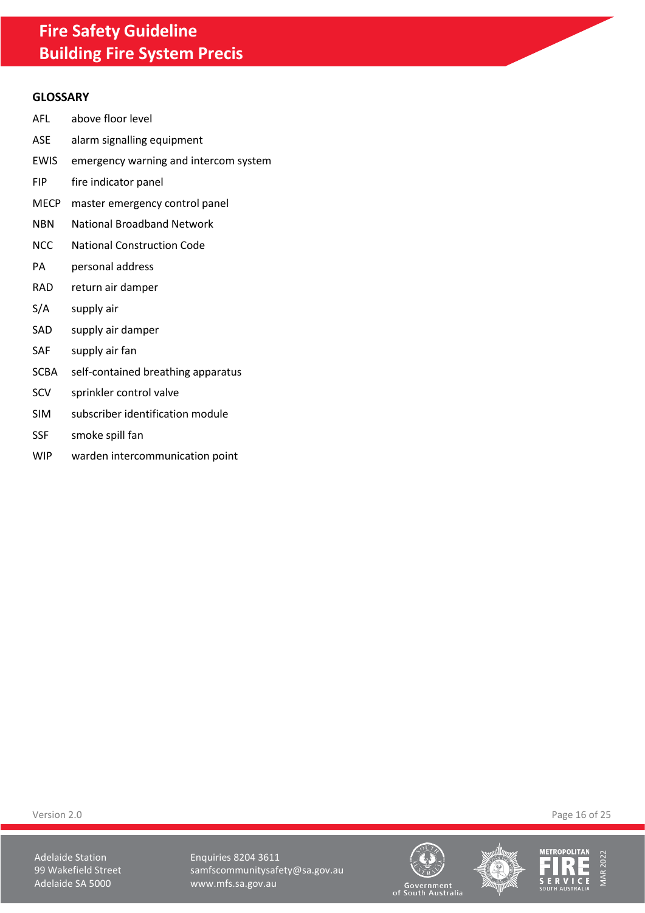## GLOSSARY

| | |
|---|---|
| AFL | above floor level |
| ASE | alarm signalling equipment |
| EWIS | emergency warning and intercom system |
| FIP | fire indicator panel |
| MECP | master emergency control panel |
| NBN | National Broadband Network |
| NCC | National Construction Code |
| PA | personal address |
| RAD | return air damper |
| S/A | supply air |
| SAD | supply air damper |
| SAF | supply air fan |
| SCBA | self-contained breathing apparatus |
| SCV | sprinkler control valve |
| SIM | subscriber identification module |
| SSF | smoke spill fan |
| WIP | warden intercommunication point |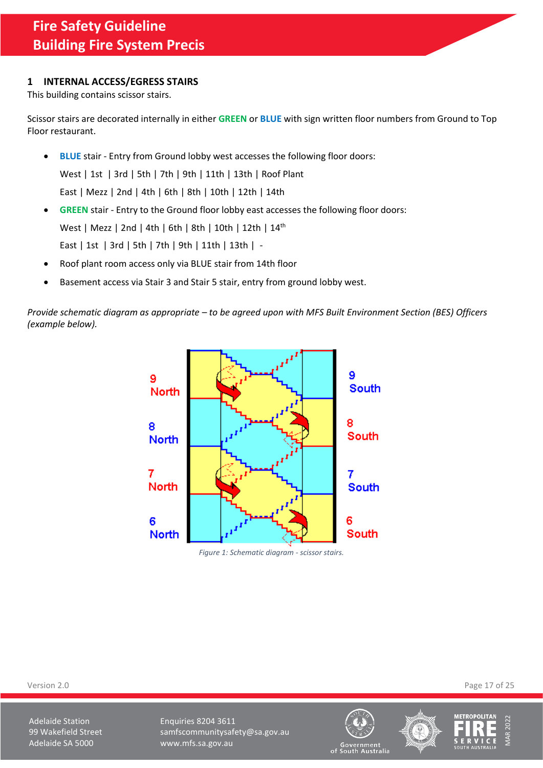## 1 INTERNAL ACCESS/EGRESS STAIRS

This building contains scissor stairs.

Scissor stairs are decorated internally in either **GREEN** or **BLUE** with sign written floor numbers from Ground to Top Floor restaurant.

- **BLUE** stair - Entry from Ground lobby west accesses the following floor doors:

  West | 1st | 3rd | 5th | 7th | 9th | 11th | 13th | Roof Plant

  East | Mezz | 2nd | 4th | 6th | 8th | 10th | 12th | 14th

- **GREEN** stair - Entry to the Ground floor lobby east accesses the following floor doors:

  West | Mezz | 2nd | 4th | 6th | 8th | 10th | 12th | 14th

  East | 1st | 3rd | 5th | 7th | 9th | 11th | 13th | -

- Roof plant room access only via BLUE stair from 14th floor
- Basement access via Stair 3 and Stair 5 stair, entry from ground lobby west.

*Provide schematic diagram as appropriate – to be agreed upon with MFS Built Environment Section (BES) Officers (example below).*

9 North, 8 North, 7 North, 6 North | 9 South, 8 South, 7 South, 6 South

*Figure 1: Schematic diagram - scissor stairs.*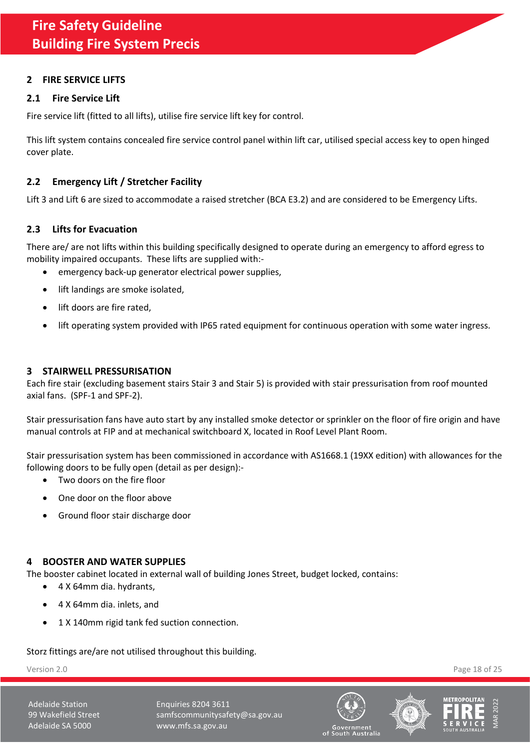## 2 FIRE SERVICE LIFTS

### 2.1 Fire Service Lift

Fire service lift (fitted to all lifts), utilise fire service lift key for control.

This lift system contains concealed fire service control panel within lift car, utilised special access key to open hinged cover plate.

### 2.2 Emergency Lift / Stretcher Facility

Lift 3 and Lift 6 are sized to accommodate a raised stretcher (BCA E3.2) and are considered to be Emergency Lifts.

### 2.3 Lifts for Evacuation

There are/ are not lifts within this building specifically designed to operate during an emergency to afford egress to mobility impaired occupants. These lifts are supplied with:-

- emergency back-up generator electrical power supplies,
- lift landings are smoke isolated,
- lift doors are fire rated,
- lift operating system provided with IP65 rated equipment for continuous operation with some water ingress.

## 3 STAIRWELL PRESSURISATION

Each fire stair (excluding basement stairs Stair 3 and Stair 5) is provided with stair pressurisation from roof mounted axial fans. (SPF-1 and SPF-2).

Stair pressurisation fans have auto start by any installed smoke detector or sprinkler on the floor of fire origin and have manual controls at FIP and at mechanical switchboard X, located in Roof Level Plant Room.

Stair pressurisation system has been commissioned in accordance with AS1668.1 (19XX edition) with allowances for the following doors to be fully open (detail as per design):-

- Two doors on the fire floor
- One door on the floor above
- Ground floor stair discharge door

## 4 BOOSTER AND WATER SUPPLIES

The booster cabinet located in external wall of building Jones Street, budget locked, contains:

- 4 X 64mm dia. hydrants,
- 4 X 64mm dia. inlets, and
- 1 X 140mm rigid tank fed suction connection.

Storz fittings are/are not utilised throughout this building.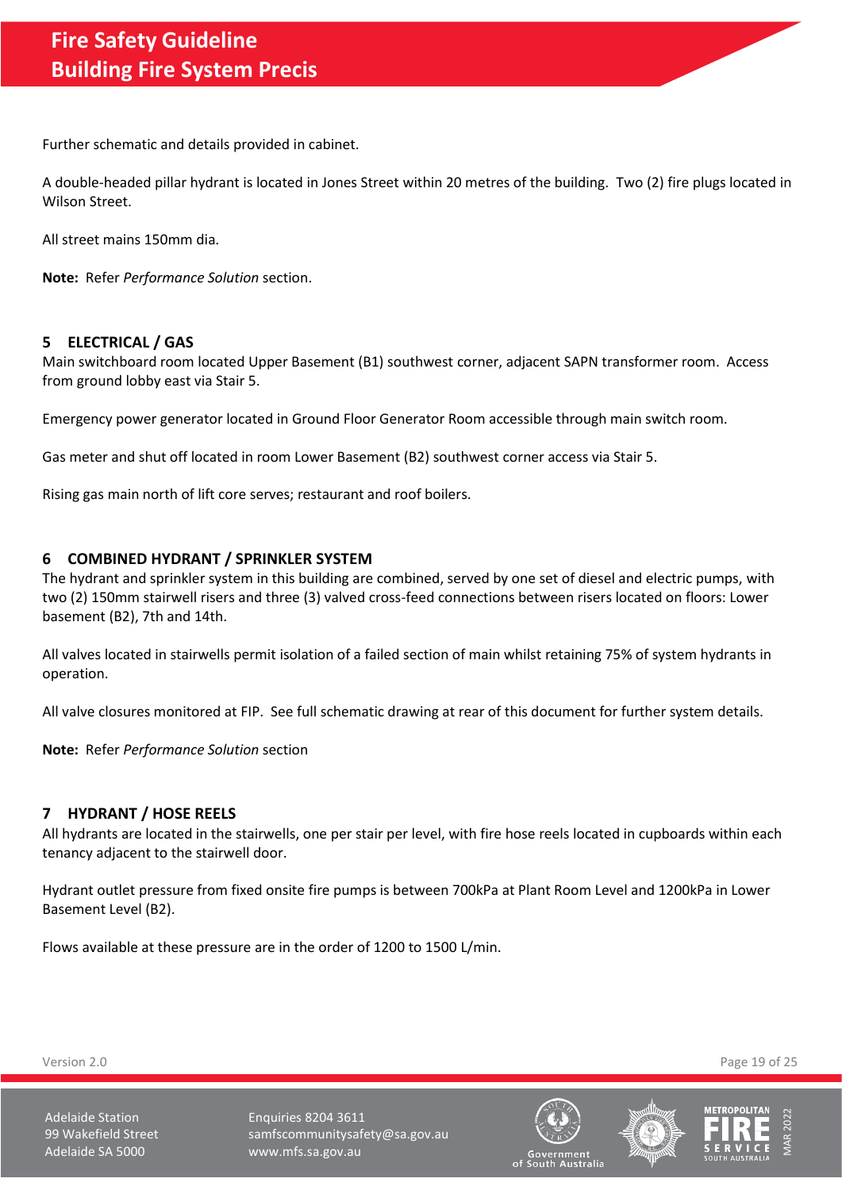Further schematic and details provided in cabinet.

A double-headed pillar hydrant is located in Jones Street within 20 metres of the building.  Two (2) fire plugs located in Wilson Street.

All street mains 150mm dia.

**Note:** Refer *Performance Solution* section.

## 5 ELECTRICAL / GAS

Main switchboard room located Upper Basement (B1) southwest corner, adjacent SAPN transformer room.  Access from ground lobby east via Stair 5.

Emergency power generator located in Ground Floor Generator Room accessible through main switch room.

Gas meter and shut off located in room Lower Basement (B2) southwest corner access via Stair 5.

Rising gas main north of lift core serves; restaurant and roof boilers.

## 6 COMBINED HYDRANT / SPRINKLER SYSTEM

The hydrant and sprinkler system in this building are combined, served by one set of diesel and electric pumps, with two (2) 150mm stairwell risers and three (3) valved cross-feed connections between risers located on floors: Lower basement (B2), 7th and 14th.

All valves located in stairwells permit isolation of a failed section of main whilst retaining 75% of system hydrants in operation.

All valve closures monitored at FIP.  See full schematic drawing at rear of this document for further system details.

**Note:** Refer *Performance Solution* section

## 7 HYDRANT / HOSE REELS

All hydrants are located in the stairwells, one per stair per level, with fire hose reels located in cupboards within each tenancy adjacent to the stairwell door.

Hydrant outlet pressure from fixed onsite fire pumps is between 700kPa at Plant Room Level and 1200kPa in Lower Basement Level (B2).

Flows available at these pressure are in the order of 1200 to 1500 L/min.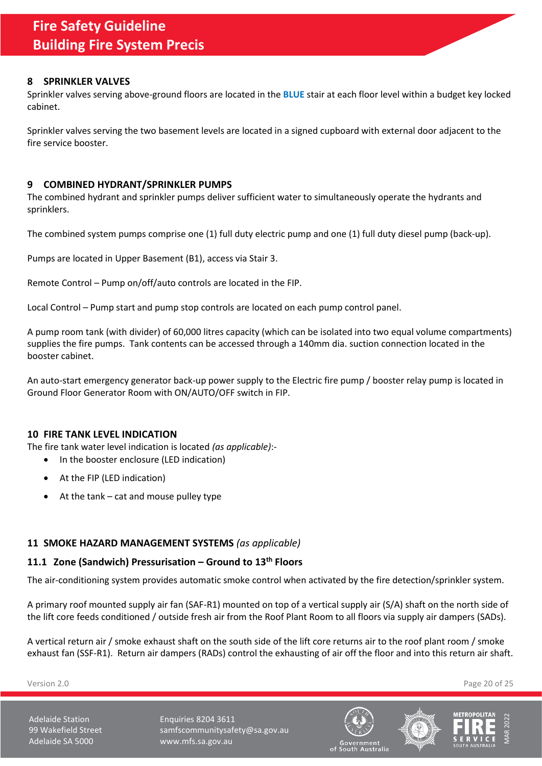## 8 SPRINKLER VALVES

Sprinkler valves serving above-ground floors are located in the **BLUE** stair at each floor level within a budget key locked cabinet.

Sprinkler valves serving the two basement levels are located in a signed cupboard with external door adjacent to the fire service booster.

## 9 COMBINED HYDRANT/SPRINKLER PUMPS

The combined hydrant and sprinkler pumps deliver sufficient water to simultaneously operate the hydrants and sprinklers.

The combined system pumps comprise one (1) full duty electric pump and one (1) full duty diesel pump (back-up).

Pumps are located in Upper Basement (B1), access via Stair 3.

Remote Control – Pump on/off/auto controls are located in the FIP.

Local Control – Pump start and pump stop controls are located on each pump control panel.

A pump room tank (with divider) of 60,000 litres capacity (which can be isolated into two equal volume compartments) supplies the fire pumps. Tank contents can be accessed through a 140mm dia. suction connection located in the booster cabinet.

An auto-start emergency generator back-up power supply to the Electric fire pump / booster relay pump is located in Ground Floor Generator Room with ON/AUTO/OFF switch in FIP.

## 10 FIRE TANK LEVEL INDICATION

The fire tank water level indication is located *(as applicable)*:-

- In the booster enclosure (LED indication)
- At the FIP (LED indication)
- At the tank – cat and mouse pulley type

## 11 SMOKE HAZARD MANAGEMENT SYSTEMS *(as applicable)*

### 11.1 Zone (Sandwich) Pressurisation – Ground to 13th Floors

The air-conditioning system provides automatic smoke control when activated by the fire detection/sprinkler system.

A primary roof mounted supply air fan (SAF-R1) mounted on top of a vertical supply air (S/A) shaft on the north side of the lift core feeds conditioned / outside fresh air from the Roof Plant Room to all floors via supply air dampers (SADs).

A vertical return air / smoke exhaust shaft on the south side of the lift core returns air to the roof plant room / smoke exhaust fan (SSF-R1). Return air dampers (RADs) control the exhausting of air off the floor and into this return air shaft.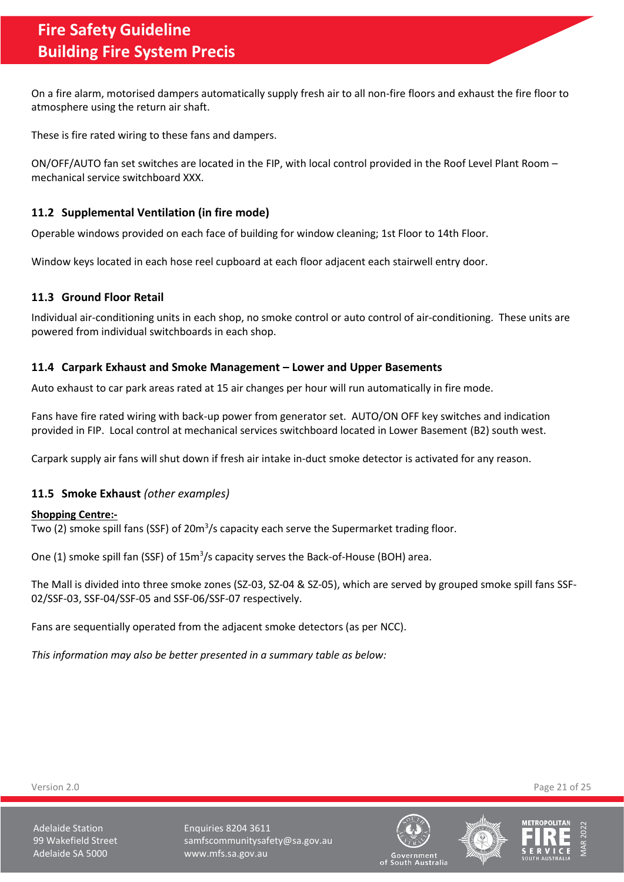On a fire alarm, motorised dampers automatically supply fresh air to all non-fire floors and exhaust the fire floor to atmosphere using the return air shaft.

These is fire rated wiring to these fans and dampers.

ON/OFF/AUTO fan set switches are located in the FIP, with local control provided in the Roof Level Plant Room – mechanical service switchboard XXX.

### 11.2 Supplemental Ventilation (in fire mode)

Operable windows provided on each face of building for window cleaning; 1st Floor to 14th Floor.

Window keys located in each hose reel cupboard at each floor adjacent each stairwell entry door.

### 11.3 Ground Floor Retail

Individual air-conditioning units in each shop, no smoke control or auto control of air-conditioning. These units are powered from individual switchboards in each shop.

### 11.4 Carpark Exhaust and Smoke Management – Lower and Upper Basements

Auto exhaust to car park areas rated at 15 air changes per hour will run automatically in fire mode.

Fans have fire rated wiring with back-up power from generator set. AUTO/ON OFF key switches and indication provided in FIP. Local control at mechanical services switchboard located in Lower Basement (B2) south west.

Carpark supply air fans will shut down if fresh air intake in-duct smoke detector is activated for any reason.

### 11.5 Smoke Exhaust *(other examples)*

**Shopping Centre:-**

Two (2) smoke spill fans (SSF) of 20m$^3$/s capacity each serve the Supermarket trading floor.

One (1) smoke spill fan (SSF) of 15m$^3$/s capacity serves the Back-of-House (BOH) area.

The Mall is divided into three smoke zones (SZ-03, SZ-04 & SZ-05), which are served by grouped smoke spill fans SSF-02/SSF-03, SSF-04/SSF-05 and SSF-06/SSF-07 respectively.

Fans are sequentially operated from the adjacent smoke detectors (as per NCC).

*This information may also be better presented in a summary table as below:*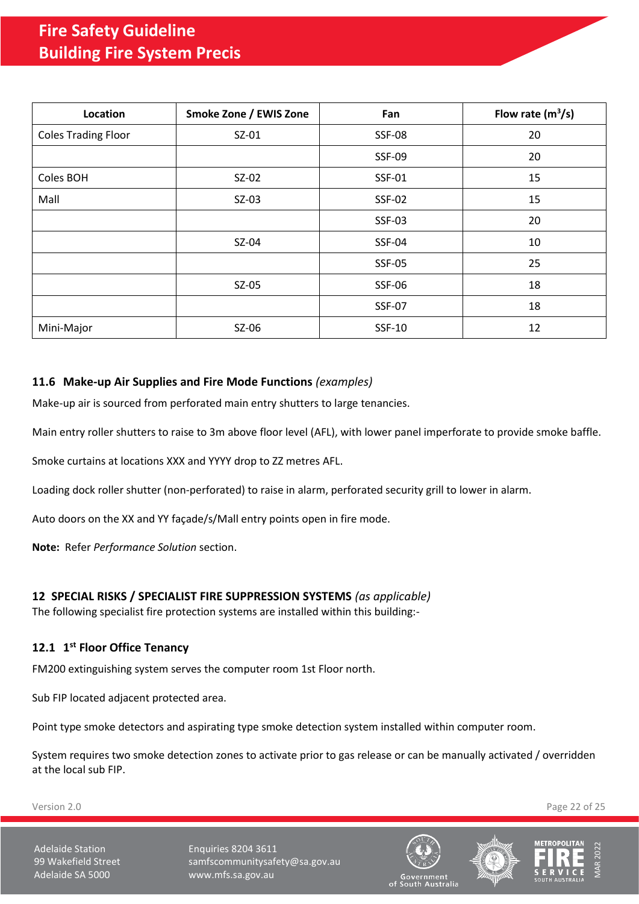| Location | Smoke Zone / EWIS Zone | Fan | Flow rate ($m^3/s$) |
|---|---|---|---|
| Coles Trading Floor | SZ-01 | SSF-08 | 20 |
| | | SSF-09 | 20 |
| Coles BOH | SZ-02 | SSF-01 | 15 |
| Mall | SZ-03 | SSF-02 | 15 |
| | | SSF-03 | 20 |
| | SZ-04 | SSF-04 | 10 |
| | | SSF-05 | 25 |
| | SZ-05 | SSF-06 | 18 |
| | | SSF-07 | 18 |
| Mini-Major | SZ-06 | SSF-10 | 12 |

### 11.6 Make-up Air Supplies and Fire Mode Functions *(examples)*

Make-up air is sourced from perforated main entry shutters to large tenancies.

Main entry roller shutters to raise to 3m above floor level (AFL), with lower panel imperforate to provide smoke baffle.

Smoke curtains at locations XXX and YYYY drop to ZZ metres AFL.

Loading dock roller shutter (non-perforated) to raise in alarm, perforated security grill to lower in alarm.

Auto doors on the XX and YY façade/s/Mall entry points open in fire mode.

**Note:** Refer *Performance Solution* section.

## 12 SPECIAL RISKS / SPECIALIST FIRE SUPPRESSION SYSTEMS *(as applicable)*

The following specialist fire protection systems are installed within this building:-

### 12.1 1st Floor Office Tenancy

FM200 extinguishing system serves the computer room 1st Floor north.

Sub FIP located adjacent protected area.

Point type smoke detectors and aspirating type smoke detection system installed within computer room.

System requires two smoke detection zones to activate prior to gas release or can be manually activated / overridden at the local sub FIP.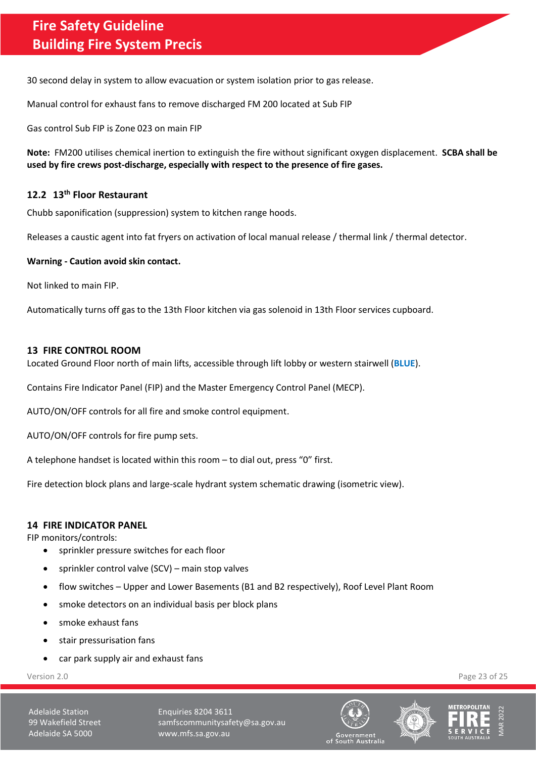30 second delay in system to allow evacuation or system isolation prior to gas release.

Manual control for exhaust fans to remove discharged FM 200 located at Sub FIP

Gas control Sub FIP is Zone 023 on main FIP

**Note:** FM200 utilises chemical inertion to extinguish the fire without significant oxygen displacement. **SCBA shall be used by fire crews post-discharge, especially with respect to the presence of fire gases.**

### 12.2 13th Floor Restaurant

Chubb saponification (suppression) system to kitchen range hoods.

Releases a caustic agent into fat fryers on activation of local manual release / thermal link / thermal detector.

**Warning - Caution avoid skin contact.**

Not linked to main FIP.

Automatically turns off gas to the 13th Floor kitchen via gas solenoid in 13th Floor services cupboard.

## 13 FIRE CONTROL ROOM

Located Ground Floor north of main lifts, accessible through lift lobby or western stairwell (**BLUE**).

Contains Fire Indicator Panel (FIP) and the Master Emergency Control Panel (MECP).

AUTO/ON/OFF controls for all fire and smoke control equipment.

AUTO/ON/OFF controls for fire pump sets.

A telephone handset is located within this room – to dial out, press "0" first.

Fire detection block plans and large-scale hydrant system schematic drawing (isometric view).

## 14 FIRE INDICATOR PANEL

FIP monitors/controls:

- sprinkler pressure switches for each floor
- sprinkler control valve (SCV) – main stop valves
- flow switches – Upper and Lower Basements (B1 and B2 respectively), Roof Level Plant Room
- smoke detectors on an individual basis per block plans
- smoke exhaust fans
- stair pressurisation fans
- car park supply air and exhaust fans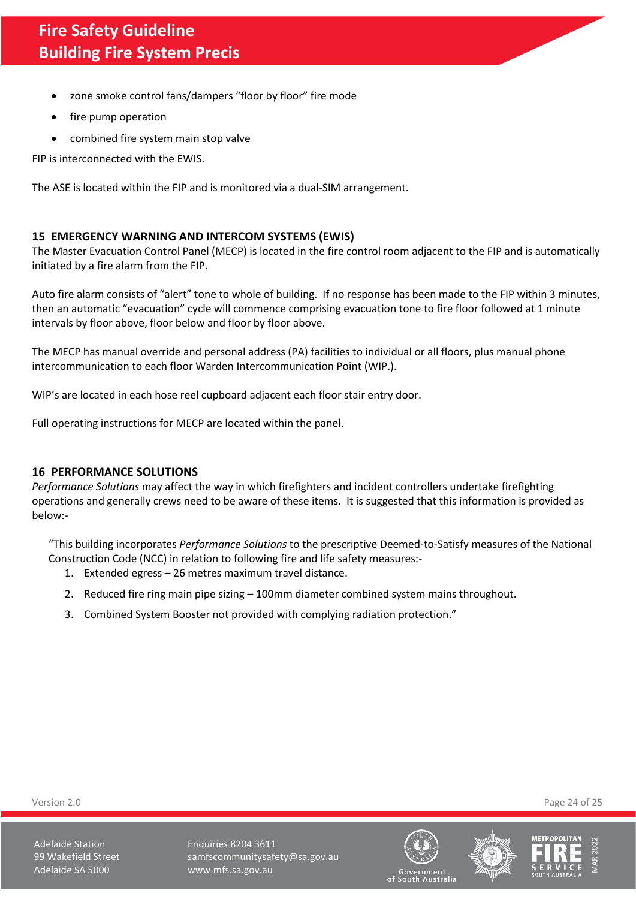- zone smoke control fans/dampers "floor by floor" fire mode
- fire pump operation
- combined fire system main stop valve

FIP is interconnected with the EWIS.

The ASE is located within the FIP and is monitored via a dual-SIM arrangement.

## 15 EMERGENCY WARNING AND INTERCOM SYSTEMS (EWIS)

The Master Evacuation Control Panel (MECP) is located in the fire control room adjacent to the FIP and is automatically initiated by a fire alarm from the FIP.

Auto fire alarm consists of "alert" tone to whole of building. If no response has been made to the FIP within 3 minutes, then an automatic "evacuation" cycle will commence comprising evacuation tone to fire floor followed at 1 minute intervals by floor above, floor below and floor by floor above.

The MECP has manual override and personal address (PA) facilities to individual or all floors, plus manual phone intercommunication to each floor Warden Intercommunication Point (WIP.).

WIP's are located in each hose reel cupboard adjacent each floor stair entry door.

Full operating instructions for MECP are located within the panel.

## 16 PERFORMANCE SOLUTIONS

*Performance Solutions* may affect the way in which firefighters and incident controllers undertake firefighting operations and generally crews need to be aware of these items. It is suggested that this information is provided as below:-

> "This building incorporates *Performance Solutions* to the prescriptive Deemed-to-Satisfy measures of the National Construction Code (NCC) in relation to following fire and life safety measures:-
>
> 1. Extended egress – 26 metres maximum travel distance.
> 2. Reduced fire ring main pipe sizing – 100mm diameter combined system mains throughout.
> 3. Combined System Booster not provided with complying radiation protection."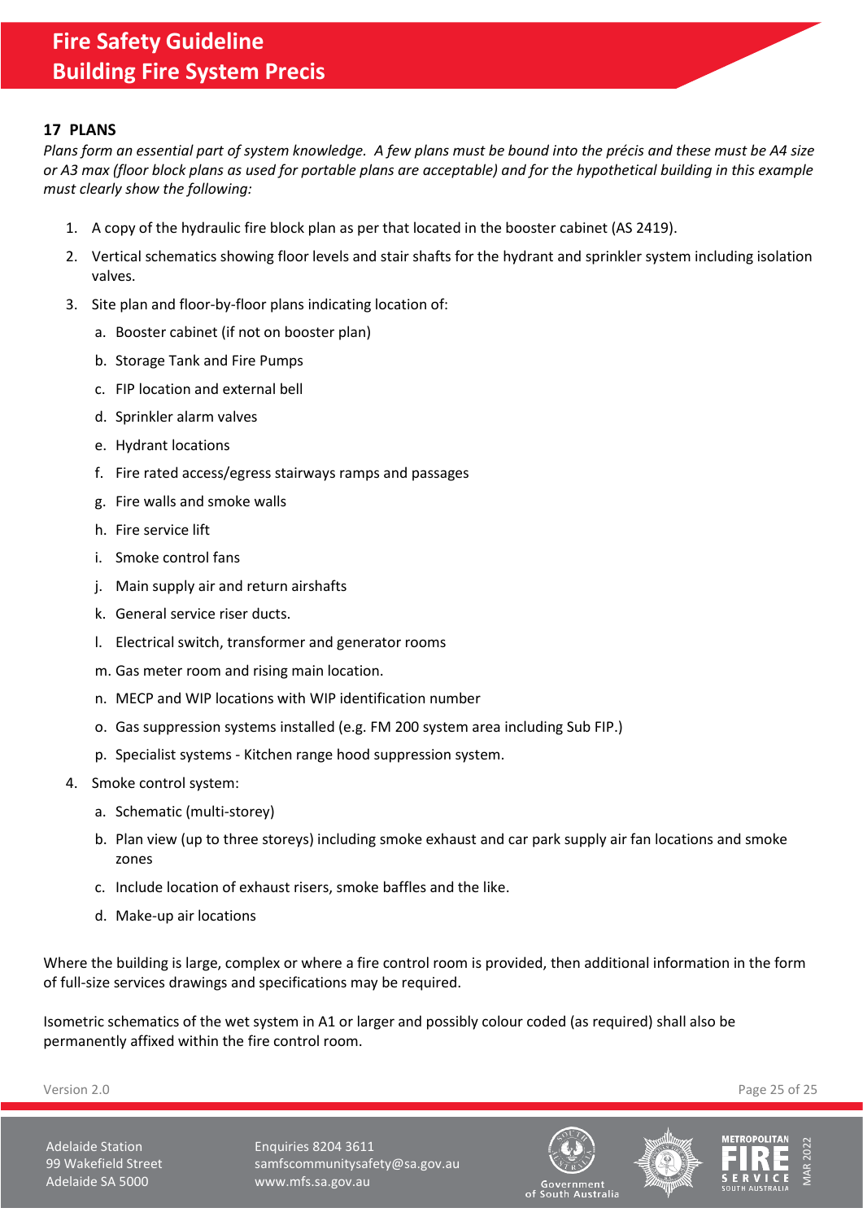## 17 PLANS

*Plans form an essential part of system knowledge. A few plans must be bound into the précis and these must be A4 size or A3 max (floor block plans as used for portable plans are acceptable) and for the hypothetical building in this example must clearly show the following:*

1. A copy of the hydraulic fire block plan as per that located in the booster cabinet (AS 2419).
2. Vertical schematics showing floor levels and stair shafts for the hydrant and sprinkler system including isolation valves.
3. Site plan and floor-by-floor plans indicating location of:
   a. Booster cabinet (if not on booster plan)
   b. Storage Tank and Fire Pumps
   c. FIP location and external bell
   d. Sprinkler alarm valves
   e. Hydrant locations
   f. Fire rated access/egress stairways ramps and passages
   g. Fire walls and smoke walls
   h. Fire service lift
   i. Smoke control fans
   j. Main supply air and return airshafts
   k. General service riser ducts.
   l. Electrical switch, transformer and generator rooms
   m. Gas meter room and rising main location.
   n. MECP and WIP locations with WIP identification number
   o. Gas suppression systems installed (e.g. FM 200 system area including Sub FIP.)
   p. Specialist systems - Kitchen range hood suppression system.
4. Smoke control system:
   a. Schematic (multi-storey)
   b. Plan view (up to three storeys) including smoke exhaust and car park supply air fan locations and smoke zones
   c. Include location of exhaust risers, smoke baffles and the like.
   d. Make-up air locations

Where the building is large, complex or where a fire control room is provided, then additional information in the form of full-size services drawings and specifications may be required.

Isometric schematics of the wet system in A1 or larger and possibly colour coded (as required) shall also be permanently affixed within the fire control room.